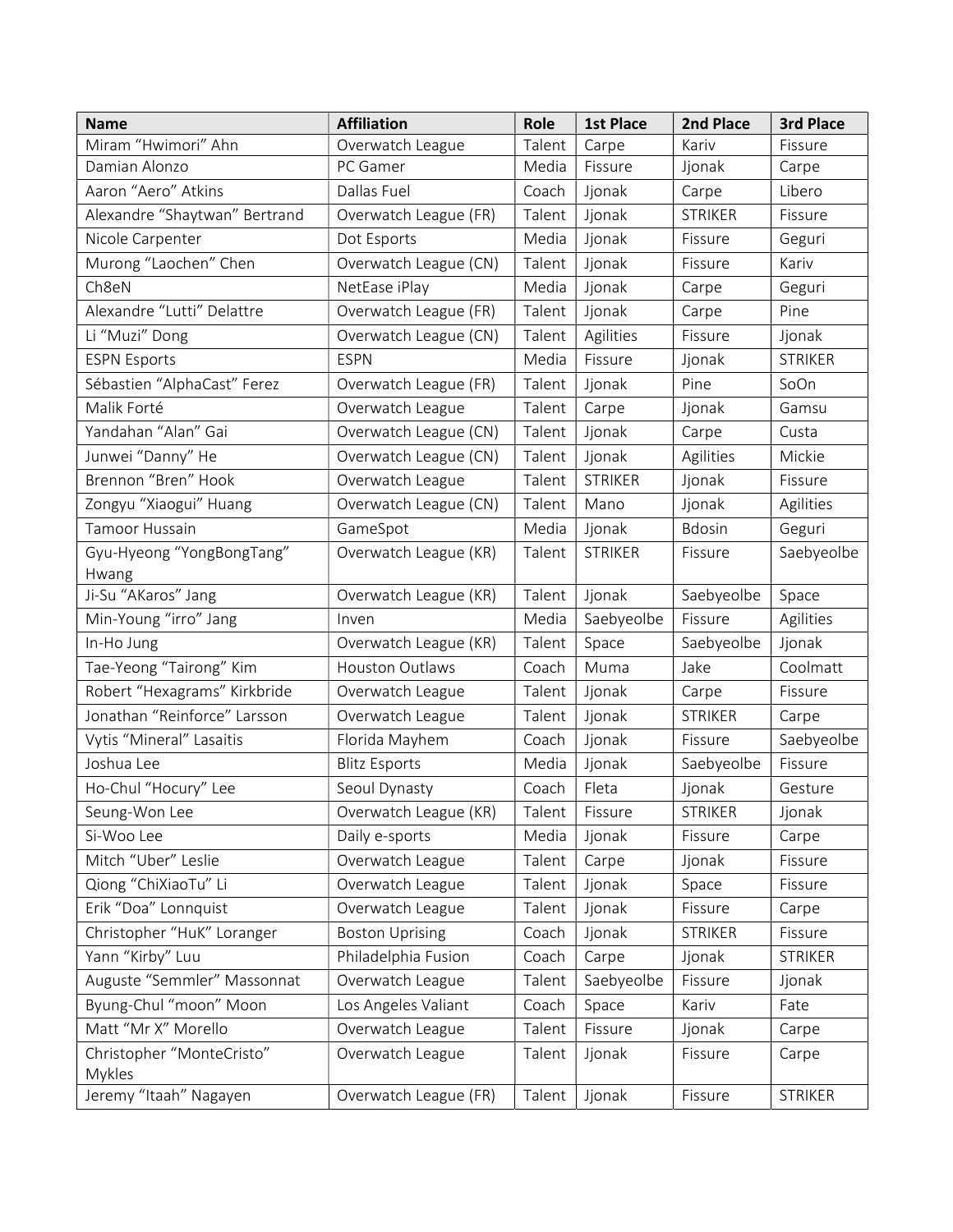| Name | Affiliation | Role | 1st Place | 2nd Place | 3rd Place |
|---|---|---|---|---|---|
| Miram “Hwimori” Ahn | Overwatch League | Talent | Carpe | Kariv | Fissure |
| Damian Alonzo | PC Gamer | Media | Fissure | Jjonak | Carpe |
| Aaron “Aero” Atkins | Dallas Fuel | Coach | Jjonak | Carpe | Libero |
| Alexandre “Shaytwan” Bertrand | Overwatch League (FR) | Talent | Jjonak | STRIKER | Fissure |
| Nicole Carpenter | Dot Esports | Media | Jjonak | Fissure | Geguri |
| Murong “Laochen” Chen | Overwatch League (CN) | Talent | Jjonak | Fissure | Kariv |
| Ch8eN | NetEase iPlay | Media | Jjonak | Carpe | Geguri |
| Alexandre “Lutti” Delattre | Overwatch League (FR) | Talent | Jjonak | Carpe | Pine |
| Li “Muzi” Dong | Overwatch League (CN) | Talent | Agilities | Fissure | Jjonak |
| ESPN Esports | ESPN | Media | Fissure | Jjonak | STRIKER |
| Sébastien “AlphaCast” Ferez | Overwatch League (FR) | Talent | Jjonak | Pine | SoOn |
| Malik Forté | Overwatch League | Talent | Carpe | Jjonak | Gamsu |
| Yandahan “Alan” Gai | Overwatch League (CN) | Talent | Jjonak | Carpe | Custa |
| Junwei “Danny” He | Overwatch League (CN) | Talent | Jjonak | Agilities | Mickie |
| Brennon “Bren” Hook | Overwatch League | Talent | STRIKER | Jjonak | Fissure |
| Zongyu “Xiaogui” Huang | Overwatch League (CN) | Talent | Mano | Jjonak | Agilities |
| Tamoor Hussain | GameSpot | Media | Jjonak | Bdosin | Geguri |
| Gyu-Hyeong “YongBongTang” Hwang | Overwatch League (KR) | Talent | STRIKER | Fissure | Saebyeolbe |
| Ji-Su “AKaros” Jang | Overwatch League (KR) | Talent | Jjonak | Saebyeolbe | Space |
| Min-Young “irro” Jang | Inven | Media | Saebyeolbe | Fissure | Agilities |
| In-Ho Jung | Overwatch League (KR) | Talent | Space | Saebyeolbe | Jjonak |
| Tae-Yeong “Tairong” Kim | Houston Outlaws | Coach | Muma | Jake | Coolmatt |
| Robert “Hexagrams” Kirkbride | Overwatch League | Talent | Jjonak | Carpe | Fissure |
| Jonathan “Reinforce” Larsson | Overwatch League | Talent | Jjonak | STRIKER | Carpe |
| Vytis “Mineral” Lasaitis | Florida Mayhem | Coach | Jjonak | Fissure | Saebyeolbe |
| Joshua Lee | Blitz Esports | Media | Jjonak | Saebyeolbe | Fissure |
| Ho-Chul “Hocury” Lee | Seoul Dynasty | Coach | Fleta | Jjonak | Gesture |
| Seung-Won Lee | Overwatch League (KR) | Talent | Fissure | STRIKER | Jjonak |
| Si-Woo Lee | Daily e-sports | Media | Jjonak | Fissure | Carpe |
| Mitch “Uber” Leslie | Overwatch League | Talent | Carpe | Jjonak | Fissure |
| Qiong “ChiXiaoTu” Li | Overwatch League | Talent | Jjonak | Space | Fissure |
| Erik “Doa” Lonnquist | Overwatch League | Talent | Jjonak | Fissure | Carpe |
| Christopher “HuK” Loranger | Boston Uprising | Coach | Jjonak | STRIKER | Fissure |
| Yann “Kirby” Luu | Philadelphia Fusion | Coach | Carpe | Jjonak | STRIKER |
| Auguste “Semmler” Massonnat | Overwatch League | Talent | Saebyeolbe | Fissure | Jjonak |
| Byung-Chul “moon” Moon | Los Angeles Valiant | Coach | Space | Kariv | Fate |
| Matt “Mr X” Morello | Overwatch League | Talent | Fissure | Jjonak | Carpe |
| Christopher “MonteCristo” Mykles | Overwatch League | Talent | Jjonak | Fissure | Carpe |
| Jeremy “Itaah” Nagayen | Overwatch League (FR) | Talent | Jjonak | Fissure | STRIKER |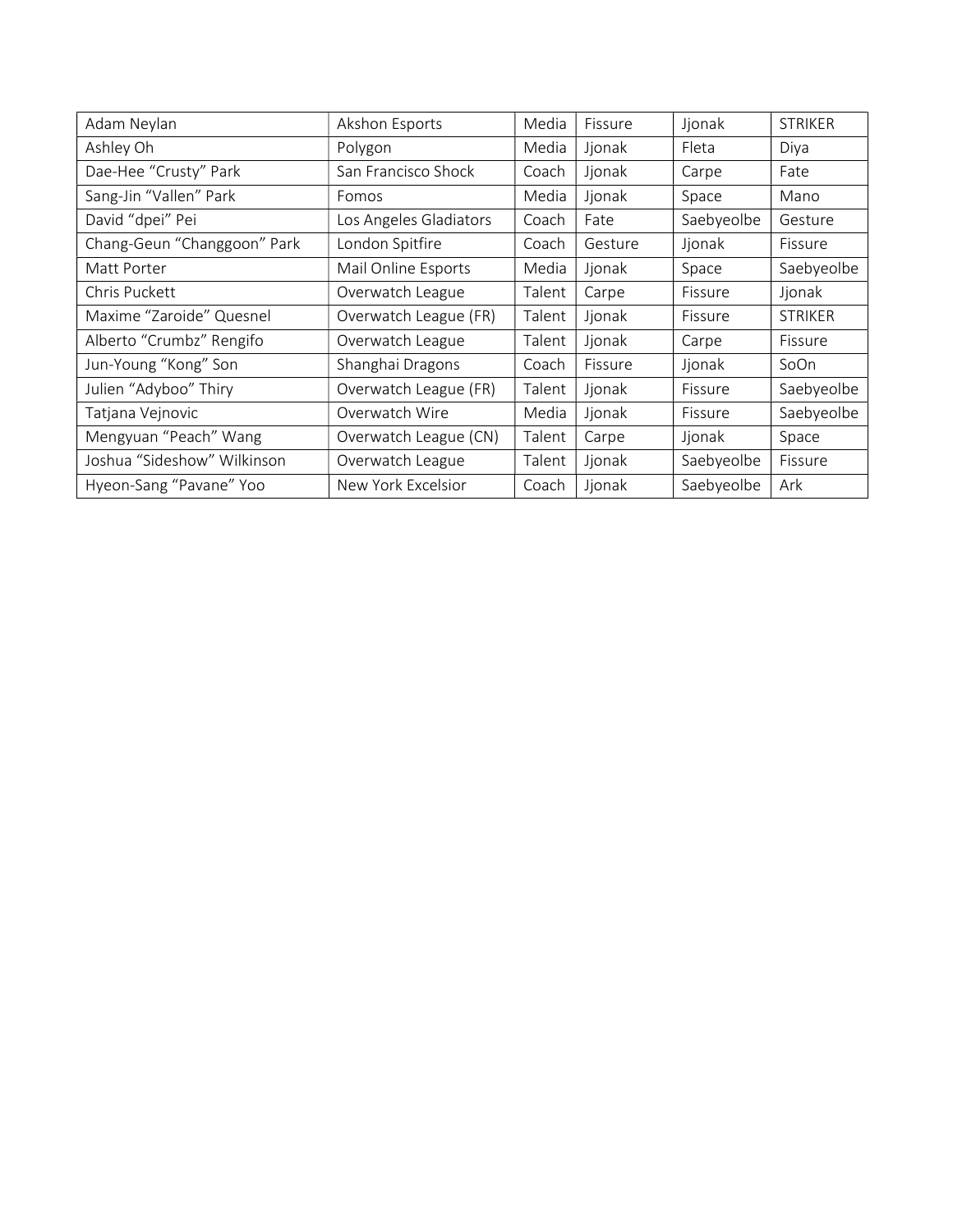| | | | | | |
|---|---|---|---|---|---|
| Adam Neylan | Akshon Esports | Media | Fissure | Jjonak | STRIKER |
| Ashley Oh | Polygon | Media | Jjonak | Fleta | Diya |
| Dae-Hee “Crusty” Park | San Francisco Shock | Coach | Jjonak | Carpe | Fate |
| Sang-Jin “Vallen” Park | Fomos | Media | Jjonak | Space | Mano |
| David “dpei” Pei | Los Angeles Gladiators | Coach | Fate | Saebyeolbe | Gesture |
| Chang-Geun “Changgoon” Park | London Spitfire | Coach | Gesture | Jjonak | Fissure |
| Matt Porter | Mail Online Esports | Media | Jjonak | Space | Saebyeolbe |
| Chris Puckett | Overwatch League | Talent | Carpe | Fissure | Jjonak |
| Maxime “Zaroide” Quesnel | Overwatch League (FR) | Talent | Jjonak | Fissure | STRIKER |
| Alberto “Crumbz” Rengifo | Overwatch League | Talent | Jjonak | Carpe | Fissure |
| Jun-Young “Kong” Son | Shanghai Dragons | Coach | Fissure | Jjonak | SoOn |
| Julien “Adyboo” Thiry | Overwatch League (FR) | Talent | Jjonak | Fissure | Saebyeolbe |
| Tatjana Vejnovic | Overwatch Wire | Media | Jjonak | Fissure | Saebyeolbe |
| Mengyuan “Peach” Wang | Overwatch League (CN) | Talent | Carpe | Jjonak | Space |
| Joshua “Sideshow” Wilkinson | Overwatch League | Talent | Jjonak | Saebyeolbe | Fissure |
| Hyeon-Sang “Pavane” Yoo | New York Excelsior | Coach | Jjonak | Saebyeolbe | Ark |